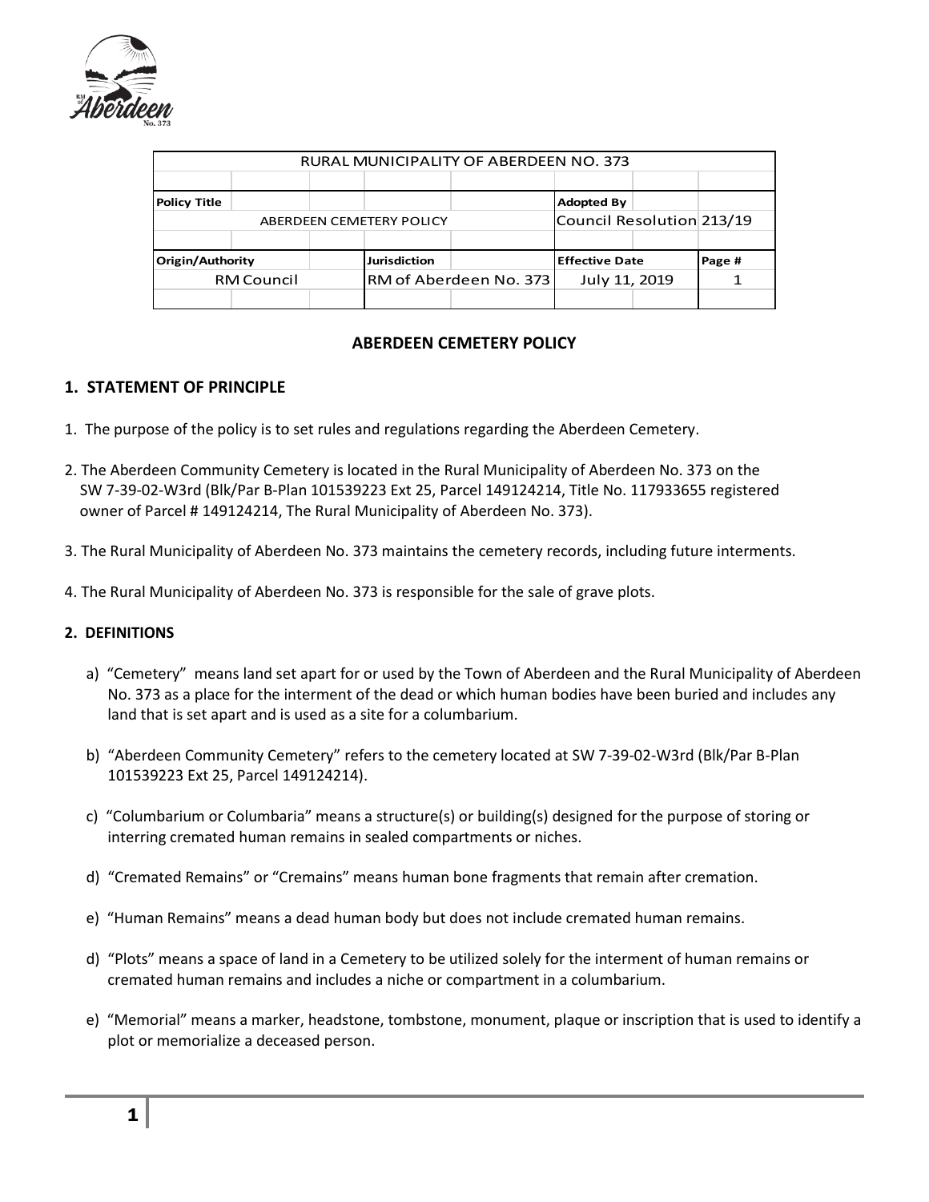| RURAL MUNICIPALITY OF ABERDEEN NO. 373 | | |
|---|---|---|
| **Policy Title** | **Adopted By** | |
| ABERDEEN CEMETERY POLICY | Council Resolution 213/19 | |
| **Origin/Authority** | **Jurisdiction** | **Effective Date** | **Page #** |
| RM Council | RM of Aberdeen No. 373 | July 11, 2019 | 1 |

## ABERDEEN CEMETERY POLICY

### 1. STATEMENT OF PRINCIPLE

1. The purpose of the policy is to set rules and regulations regarding the Aberdeen Cemetery.

2. The Aberdeen Community Cemetery is located in the Rural Municipality of Aberdeen No. 373 on the SW 7-39-02-W3rd (Blk/Par B-Plan 101539223 Ext 25, Parcel 149124214, Title No. 117933655 registered owner of Parcel # 149124214, The Rural Municipality of Aberdeen No. 373).

3. The Rural Municipality of Aberdeen No. 373 maintains the cemetery records, including future interments.

4. The Rural Municipality of Aberdeen No. 373 is responsible for the sale of grave plots.

### 2. DEFINITIONS

a) "Cemetery" means land set apart for or used by the Town of Aberdeen and the Rural Municipality of Aberdeen No. 373 as a place for the interment of the dead or which human bodies have been buried and includes any land that is set apart and is used as a site for a columbarium.

b) "Aberdeen Community Cemetery" refers to the cemetery located at SW 7-39-02-W3rd (Blk/Par B-Plan 101539223 Ext 25, Parcel 149124214).

c) "Columbarium or Columbaria" means a structure(s) or building(s) designed for the purpose of storing or interring cremated human remains in sealed compartments or niches.

d) "Cremated Remains" or "Cremains" means human bone fragments that remain after cremation.

e) "Human Remains" means a dead human body but does not include cremated human remains.

d) "Plots" means a space of land in a Cemetery to be utilized solely for the interment of human remains or cremated human remains and includes a niche or compartment in a columbarium.

e) "Memorial" means a marker, headstone, tombstone, monument, plaque or inscription that is used to identify a plot or memorialize a deceased person.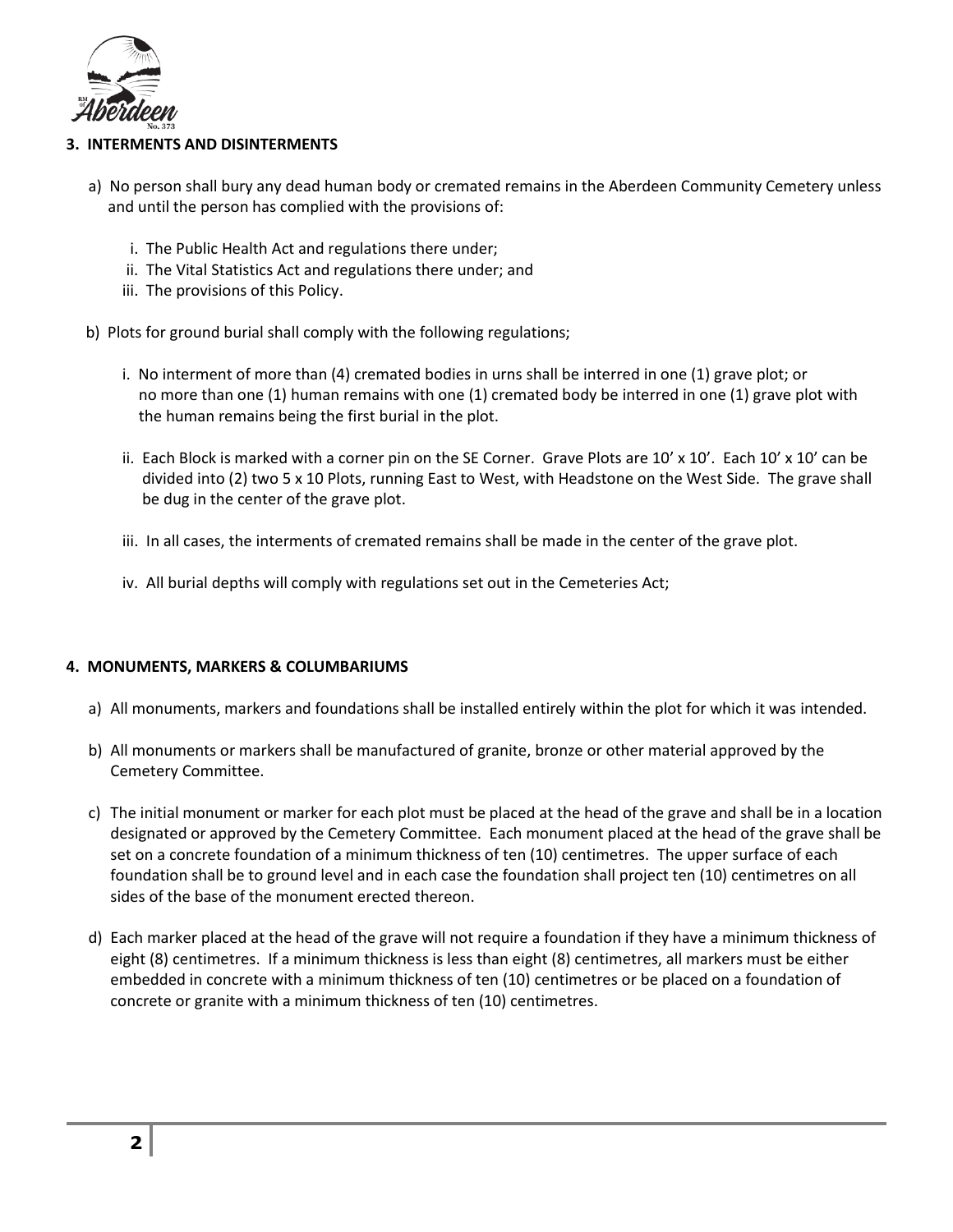## 3. INTERMENTS AND DISINTERMENTS

a) No person shall bury any dead human body or cremated remains in the Aberdeen Community Cemetery unless and until the person has complied with the provisions of:

   i. The Public Health Act and regulations there under;
   ii. The Vital Statistics Act and regulations there under; and
   iii. The provisions of this Policy.

b) Plots for ground burial shall comply with the following regulations;

   i. No interment of more than (4) cremated bodies in urns shall be interred in one (1) grave plot; or no more than one (1) human remains with one (1) cremated body be interred in one (1) grave plot with the human remains being the first burial in the plot.

   ii. Each Block is marked with a corner pin on the SE Corner. Grave Plots are 10' x 10'. Each 10' x 10' can be divided into (2) two 5 x 10 Plots, running East to West, with Headstone on the West Side. The grave shall be dug in the center of the grave plot.

   iii. In all cases, the interments of cremated remains shall be made in the center of the grave plot.

   iv. All burial depths will comply with regulations set out in the Cemeteries Act;

## 4. MONUMENTS, MARKERS & COLUMBARIUMS

a) All monuments, markers and foundations shall be installed entirely within the plot for which it was intended.

b) All monuments or markers shall be manufactured of granite, bronze or other material approved by the Cemetery Committee.

c) The initial monument or marker for each plot must be placed at the head of the grave and shall be in a location designated or approved by the Cemetery Committee. Each monument placed at the head of the grave shall be set on a concrete foundation of a minimum thickness of ten (10) centimetres. The upper surface of each foundation shall be to ground level and in each case the foundation shall project ten (10) centimetres on all sides of the base of the monument erected thereon.

d) Each marker placed at the head of the grave will not require a foundation if they have a minimum thickness of eight (8) centimetres. If a minimum thickness is less than eight (8) centimetres, all markers must be either embedded in concrete with a minimum thickness of ten (10) centimetres or be placed on a foundation of concrete or granite with a minimum thickness of ten (10) centimetres.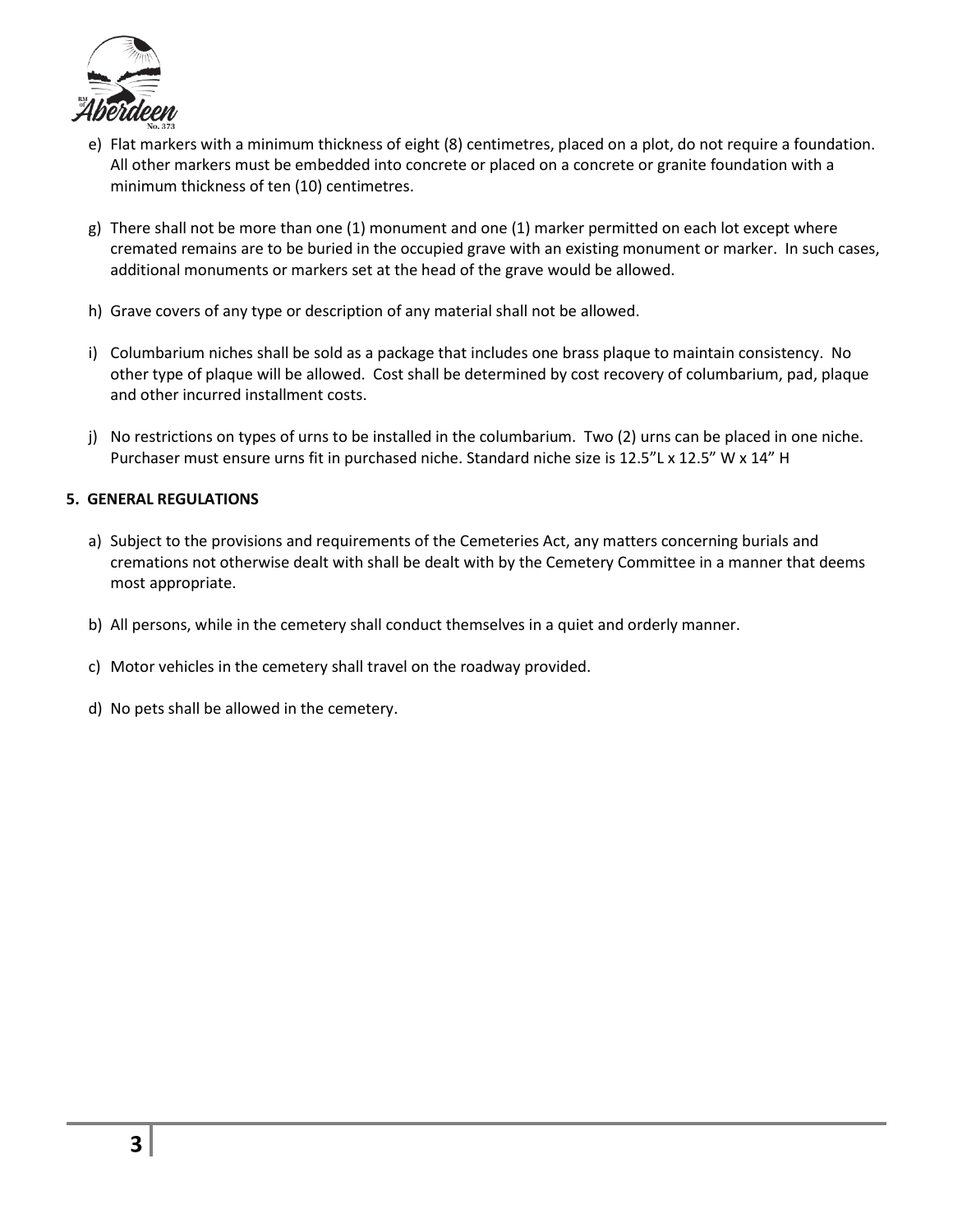e) Flat markers with a minimum thickness of eight (8) centimetres, placed on a plot, do not require a foundation. All other markers must be embedded into concrete or placed on a concrete or granite foundation with a minimum thickness of ten (10) centimetres.

g) There shall not be more than one (1) monument and one (1) marker permitted on each lot except where cremated remains are to be buried in the occupied grave with an existing monument or marker. In such cases, additional monuments or markers set at the head of the grave would be allowed.

h) Grave covers of any type or description of any material shall not be allowed.

i) Columbarium niches shall be sold as a package that includes one brass plaque to maintain consistency. No other type of plaque will be allowed. Cost shall be determined by cost recovery of columbarium, pad, plaque and other incurred installment costs.

j) No restrictions on types of urns to be installed in the columbarium. Two (2) urns can be placed in one niche. Purchaser must ensure urns fit in purchased niche. Standard niche size is 12.5"L x 12.5" W x 14" H

**5. GENERAL REGULATIONS**

a) Subject to the provisions and requirements of the Cemeteries Act, any matters concerning burials and cremations not otherwise dealt with shall be dealt with by the Cemetery Committee in a manner that deems most appropriate.

b) All persons, while in the cemetery shall conduct themselves in a quiet and orderly manner.

c) Motor vehicles in the cemetery shall travel on the roadway provided.

d) No pets shall be allowed in the cemetery.